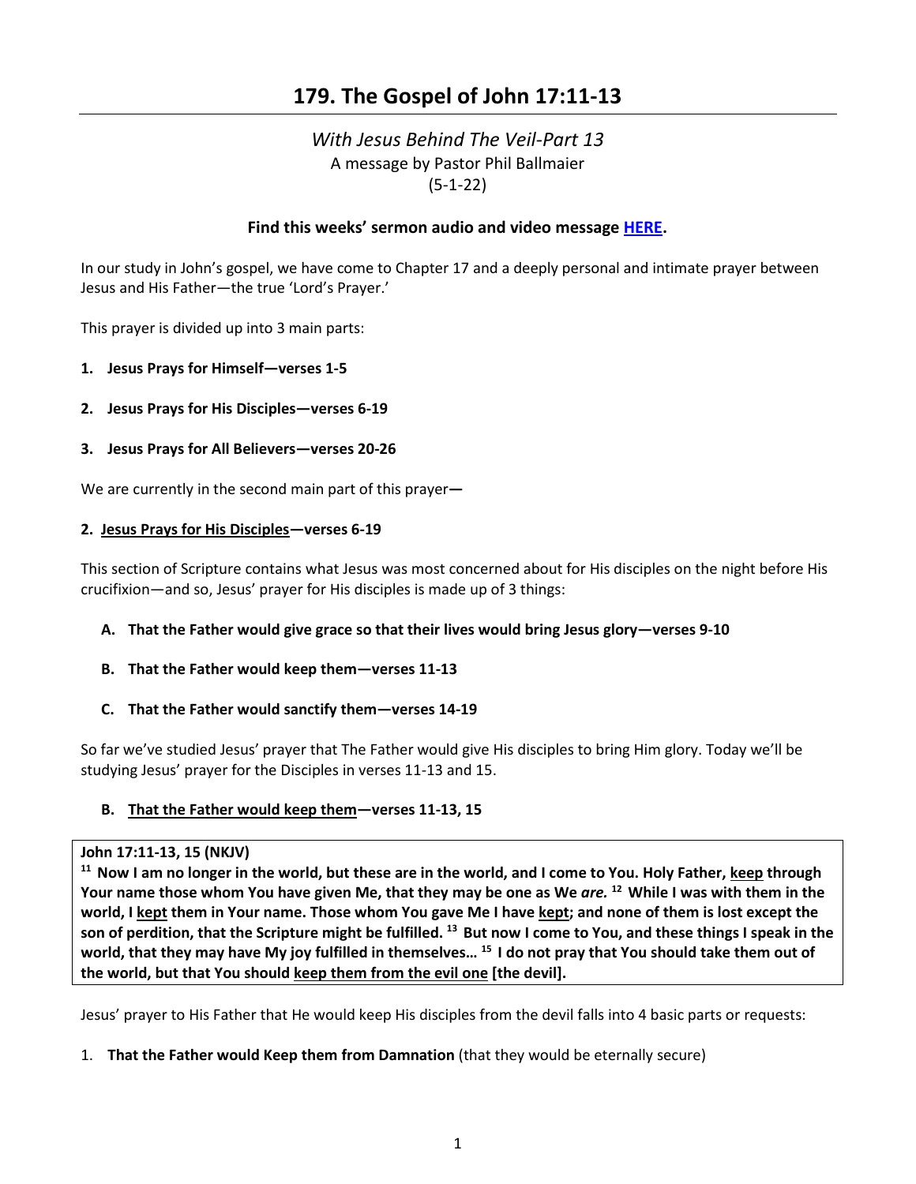# 179. The Gospel of John 17:11-13

*With Jesus Behind The Veil-Part 13*
A message by Pastor Phil Ballmaier
(5-1-22)

**Find this weeks' sermon audio and video message HERE.**

In our study in John's gospel, we have come to Chapter 17 and a deeply personal and intimate prayer between Jesus and His Father—the true 'Lord's Prayer.'

This prayer is divided up into 3 main parts:

1. **Jesus Prays for Himself—verses 1-5**
2. **Jesus Prays for His Disciples—verses 6-19**
3. **Jesus Prays for All Believers—verses 20-26**

We are currently in the second main part of this prayer**—**

**2. <u>Jesus Prays for His Disciples</u>—verses 6-19**

This section of Scripture contains what Jesus was most concerned about for His disciples on the night before His crucifixion—and so, Jesus' prayer for His disciples is made up of 3 things:

- **A. That the Father would give grace so that their lives would bring Jesus glory—verses 9-10**
- **B. That the Father would keep them—verses 11-13**
- **C. That the Father would sanctify them—verses 14-19**

So far we've studied Jesus' prayer that The Father would give His disciples to bring Him glory. Today we'll be studying Jesus' prayer for the Disciples in verses 11-13 and 15.

**B. <u>That the Father would keep them</u>—verses 11-13, 15**

**John 17:11-13, 15 (NKJV)**
**11 Now I am no longer in the world, but these are in the world, and I come to You. Holy Father, <u>keep</u> through Your name those whom You have given Me, that they may be one as We *are.* 12 While I was with them in the world, I <u>kept</u> them in Your name. Those whom You gave Me I have <u>kept</u>; and none of them is lost except the son of perdition, that the Scripture might be fulfilled. 13 But now I come to You, and these things I speak in the world, that they may have My joy fulfilled in themselves… 15 I do not pray that You should take them out of the world, but that You should <u>keep them from the evil one</u> [the devil].**

Jesus' prayer to His Father that He would keep His disciples from the devil falls into 4 basic parts or requests:

1. **That the Father would Keep them from Damnation** (that they would be eternally secure)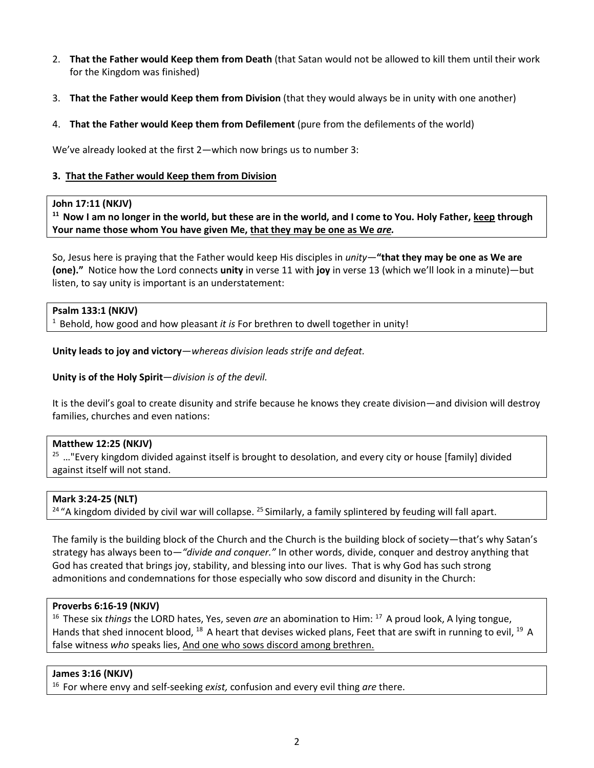2. **That the Father would Keep them from Death** (that Satan would not be allowed to kill them until their work for the Kingdom was finished)

3. **That the Father would Keep them from Division** (that they would always be in unity with one another)

4. **That the Father would Keep them from Defilement** (pure from the defilements of the world)

We've already looked at the first 2—which now brings us to number 3:

**3. <u>That the Father would Keep them from Division</u>**

> **John 17:11 (NKJV)**
> **[11] Now I am no longer in the world, but these are in the world, and I come to You. Holy Father, <u>keep</u> through Your name those whom You have given Me, <u>that they may be one as We *are*.</u>**

So, Jesus here is praying that the Father would keep His disciples in *unity*—**"that they may be one as We are (one)."** Notice how the Lord connects **unity** in verse 11 with **joy** in verse 13 (which we'll look in a minute)—but listen, to say unity is important is an understatement:

> **Psalm 133:1 (NKJV)**
> [1] Behold, how good and how pleasant *it is* For brethren to dwell together in unity!

**Unity leads to joy and victory**—*whereas division leads strife and defeat.*

**Unity is of the Holy Spirit**—*division is of the devil.*

It is the devil's goal to create disunity and strife because he knows they create division—and division will destroy families, churches and even nations:

> **Matthew 12:25 (NKJV)**
> [25] …"Every kingdom divided against itself is brought to desolation, and every city or house [family] divided against itself will not stand.

> **Mark 3:24-25 (NLT)**
> [24] "A kingdom divided by civil war will collapse. [25] Similarly, a family splintered by feuding will fall apart.

The family is the building block of the Church and the Church is the building block of society—that's why Satan's strategy has always been to—*"divide and conquer."* In other words, divide, conquer and destroy anything that God has created that brings joy, stability, and blessing into our lives. That is why God has such strong admonitions and condemnations for those especially who sow discord and disunity in the Church:

> **Proverbs 6:16-19 (NKJV)**
> [16] These six *things* the LORD hates, Yes, seven *are* an abomination to Him: [17] A proud look, A lying tongue, Hands that shed innocent blood, [18] A heart that devises wicked plans, Feet that are swift in running to evil, [19] A false witness *who* speaks lies, <u>And one who sows discord among brethren.</u>

> **James 3:16 (NKJV)**
> [16] For where envy and self-seeking *exist,* confusion and every evil thing *are* there.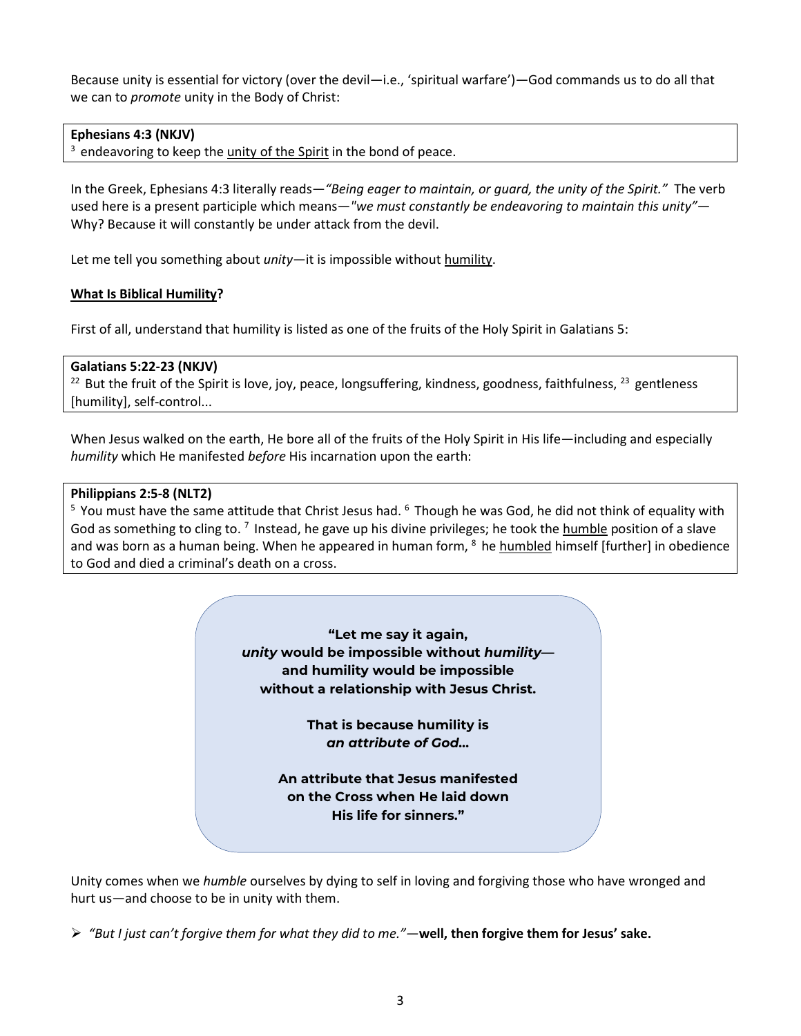Because unity is essential for victory (over the devil—i.e., 'spiritual warfare')—God commands us to do all that we can to *promote* unity in the Body of Christ:

**Ephesians 4:3 (NKJV)**
[3] endeavoring to keep the <u>unity of the Spirit</u> in the bond of peace.

In the Greek, Ephesians 4:3 literally reads—*"Being eager to maintain, or guard, the unity of the Spirit."* The verb used here is a present participle which means—*"we must constantly be endeavoring to maintain this unity"*—Why? Because it will constantly be under attack from the devil.

Let me tell you something about *unity*—it is impossible without <u>humility</u>.

**<u>What Is Biblical Humility</u>?**

First of all, understand that humility is listed as one of the fruits of the Holy Spirit in Galatians 5:

**Galatians 5:22-23 (NKJV)**
[22] But the fruit of the Spirit is love, joy, peace, longsuffering, kindness, goodness, faithfulness, [23] gentleness [humility], self-control...

When Jesus walked on the earth, He bore all of the fruits of the Holy Spirit in His life—including and especially *humility* which He manifested *before* His incarnation upon the earth:

**Philippians 2:5-8 (NLT2)**
[5] You must have the same attitude that Christ Jesus had. [6] Though he was God, he did not think of equality with God as something to cling to. [7] Instead, he gave up his divine privileges; he took the <u>humble</u> position of a slave and was born as a human being. When he appeared in human form, [8] he <u>humbled</u> himself [further] in obedience to God and died a criminal's death on a cross.

> **"Let me say it again,**
> ***unity* would be impossible without *humility*—**
> **and humility would be impossible**
> **without a relationship with Jesus Christ.**
>
> **That is because humility is**
> ***an attribute of God…***
>
> **An attribute that Jesus manifested**
> **on the Cross when He laid down**
> **His life for sinners."**

Unity comes when we *humble* ourselves by dying to self in loving and forgiving those who have wronged and hurt us—and choose to be in unity with them.

- *"But I just can't forgive them for what they did to me."*—**well, then forgive them for Jesus' sake.**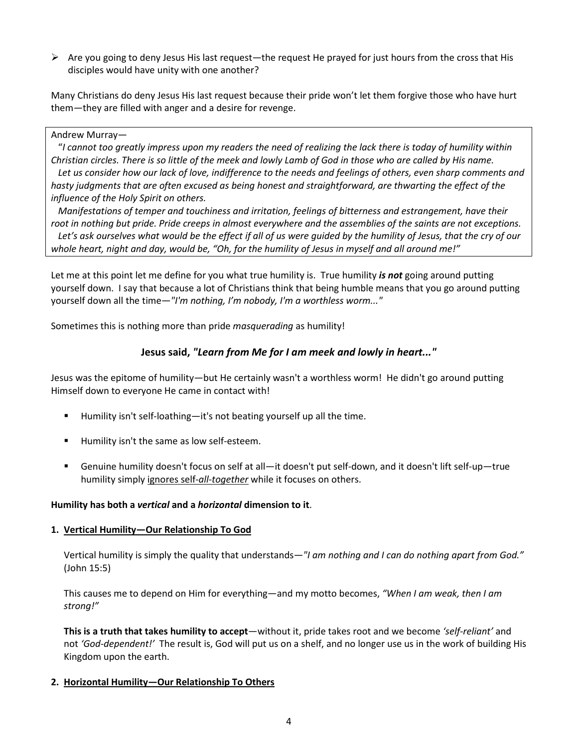- Are you going to deny Jesus His last request—the request He prayed for just hours from the cross that His disciples would have unity with one another?

Many Christians do deny Jesus His last request because their pride won't let them forgive those who have hurt them—they are filled with anger and a desire for revenge.

> Andrew Murray—
>
> "*I cannot too greatly impress upon my readers the need of realizing the lack there is today of humility within Christian circles. There is so little of the meek and lowly Lamb of God in those who are called by His name.*
>
> *Let us consider how our lack of love, indifference to the needs and feelings of others, even sharp comments and hasty judgments that are often excused as being honest and straightforward, are thwarting the effect of the influence of the Holy Spirit on others.*
>
> *Manifestations of temper and touchiness and irritation, feelings of bitterness and estrangement, have their root in nothing but pride. Pride creeps in almost everywhere and the assemblies of the saints are not exceptions.*
>
> *Let's ask ourselves what would be the effect if all of us were guided by the humility of Jesus, that the cry of our whole heart, night and day, would be, "Oh, for the humility of Jesus in myself and all around me!"*

Let me at this point let me define for you what true humility is. True humility ***is not*** going around putting yourself down. I say that because a lot of Christians think that being humble means that you go around putting yourself down all the time—*"I'm nothing, I'm nobody, I'm a worthless worm..."*

Sometimes this is nothing more than pride *masquerading* as humility!

**Jesus said, *"Learn from Me for I am meek and lowly in heart..."***

Jesus was the epitome of humility—but He certainly wasn't a worthless worm! He didn't go around putting Himself down to everyone He came in contact with!

- Humility isn't self-loathing—it's not beating yourself up all the time.
- Humility isn't the same as low self-esteem.
- Genuine humility doesn't focus on self at all—it doesn't put self-down, and it doesn't lift self-up—true humility simply ignores self-*all-together* while it focuses on others.

**Humility has both a *vertical* and a *horizontal* dimension to it**.

**1. Vertical Humility—Our Relationship To God**

Vertical humility is simply the quality that understands—*"I am nothing and I can do nothing apart from God."* (John 15:5)

This causes me to depend on Him for everything—and my motto becomes, *"When I am weak, then I am strong!"*

**This is a truth that takes humility to accept**—without it, pride takes root and we become *'self-reliant'* and not *'God-dependent!'* The result is, God will put us on a shelf, and no longer use us in the work of building His Kingdom upon the earth.

**2. Horizontal Humility—Our Relationship To Others**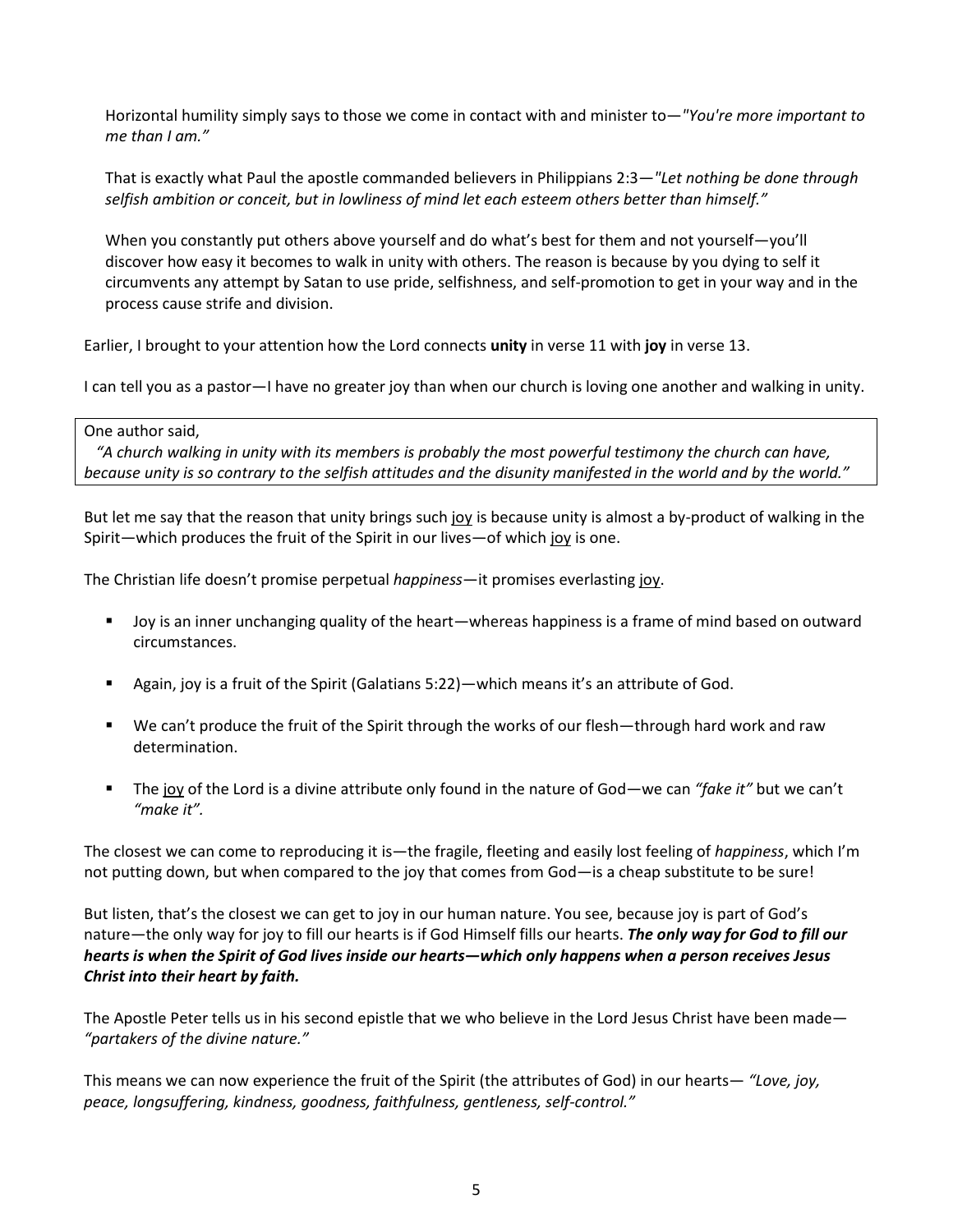Horizontal humility simply says to those we come in contact with and minister to—*"You're more important to me than I am."*

That is exactly what Paul the apostle commanded believers in Philippians 2:3—*"Let nothing be done through selfish ambition or conceit, but in lowliness of mind let each esteem others better than himself."*

When you constantly put others above yourself and do what's best for them and not yourself—you'll discover how easy it becomes to walk in unity with others. The reason is because by you dying to self it circumvents any attempt by Satan to use pride, selfishness, and self-promotion to get in your way and in the process cause strife and division.

Earlier, I brought to your attention how the Lord connects **unity** in verse 11 with **joy** in verse 13.

I can tell you as a pastor—I have no greater joy than when our church is loving one another and walking in unity.

> One author said,
> *"A church walking in unity with its members is probably the most powerful testimony the church can have, because unity is so contrary to the selfish attitudes and the disunity manifested in the world and by the world."*

But let me say that the reason that unity brings such <u>joy</u> is because unity is almost a by-product of walking in the Spirit—which produces the fruit of the Spirit in our lives—of which <u>joy</u> is one.

The Christian life doesn't promise perpetual *happiness*—it promises everlasting <u>joy</u>.

- Joy is an inner unchanging quality of the heart—whereas happiness is a frame of mind based on outward circumstances.
- Again, joy is a fruit of the Spirit (Galatians 5:22)—which means it's an attribute of God.
- We can't produce the fruit of the Spirit through the works of our flesh—through hard work and raw determination.
- The <u>joy</u> of the Lord is a divine attribute only found in the nature of God—we can *"fake it"* but we can't *"make it".*

The closest we can come to reproducing it is—the fragile, fleeting and easily lost feeling of *happiness*, which I'm not putting down, but when compared to the joy that comes from God—is a cheap substitute to be sure!

But listen, that's the closest we can get to joy in our human nature. You see, because joy is part of God's nature—the only way for joy to fill our hearts is if God Himself fills our hearts. ***The only way for God to fill our hearts is when the Spirit of God lives inside our hearts—which only happens when a person receives Jesus Christ into their heart by faith.***

The Apostle Peter tells us in his second epistle that we who believe in the Lord Jesus Christ have been made—*"partakers of the divine nature."*

This means we can now experience the fruit of the Spirit (the attributes of God) in our hearts— *"Love, joy, peace, longsuffering, kindness, goodness, faithfulness, gentleness, self-control."*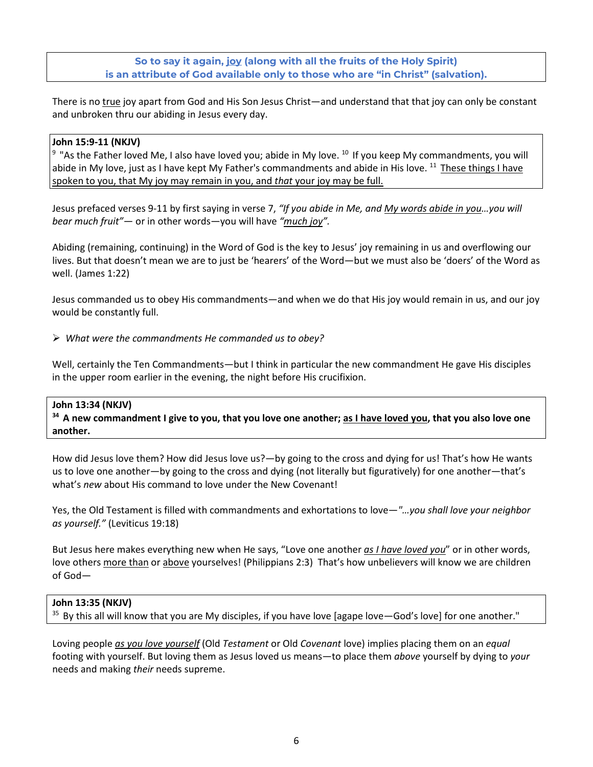**So to say it again, <u>joy</u> (along with all the fruits of the Holy Spirit) is an attribute of God available only to those who are "in Christ" (salvation).**

There is no <u>true</u> joy apart from God and His Son Jesus Christ—and understand that that joy can only be constant and unbroken thru our abiding in Jesus every day.

> **John 15:9-11 (NKJV)**
> [9] "As the Father loved Me, I also have loved you; abide in My love. [10] If you keep My commandments, you will abide in My love, just as I have kept My Father's commandments and abide in His love. [11] <u>These things I have spoken to you, that My joy may remain in you, and *that* your joy may be full.</u>

Jesus prefaced verses 9-11 by first saying in verse 7, *"If you abide in Me, and <u>My words abide in you</u>…you will bear much fruit"*— or in other words—you will have *"<u>much joy</u>".*

Abiding (remaining, continuing) in the Word of God is the key to Jesus' joy remaining in us and overflowing our lives. But that doesn't mean we are to just be 'hearers' of the Word—but we must also be 'doers' of the Word as well. (James 1:22)

Jesus commanded us to obey His commandments—and when we do that His joy would remain in us, and our joy would be constantly full.

- *What were the commandments He commanded us to obey?*

Well, certainly the Ten Commandments—but I think in particular the new commandment He gave His disciples in the upper room earlier in the evening, the night before His crucifixion.

> **John 13:34 (NKJV)**
> **[34] A new commandment I give to you, that you love one another; <u>as I have loved you</u>, that you also love one another.**

How did Jesus love them? How did Jesus love us?—by going to the cross and dying for us! That's how He wants us to love one another—by going to the cross and dying (not literally but figuratively) for one another—that's what's *new* about His command to love under the New Covenant!

Yes, the Old Testament is filled with commandments and exhortations to love—*"…you shall love your neighbor as yourself."* (Leviticus 19:18)

But Jesus here makes everything new when He says, "Love one another *<u>as I have loved you</u>*" or in other words, love others <u>more than</u> or <u>above</u> yourselves! (Philippians 2:3) That's how unbelievers will know we are children of God—

> **John 13:35 (NKJV)**
> [35] By this all will know that you are My disciples, if you have love [agape love—God's love] for one another."

Loving people *<u>as you love yourself</u>* (Old *Testament* or Old *Covenant* love) implies placing them on an *equal* footing with yourself. But loving them as Jesus loved us means—to place them *above* yourself by dying to *your* needs and making *their* needs supreme.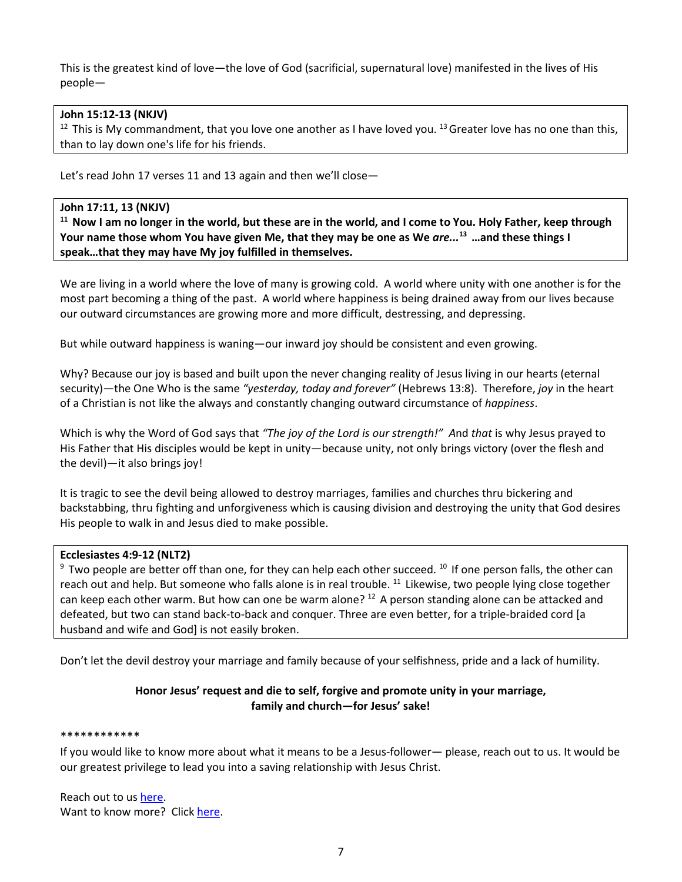This is the greatest kind of love—the love of God (sacrificial, supernatural love) manifested in the lives of His people—

> **John 15:12-13 (NKJV)**
> [12] This is My commandment, that you love one another as I have loved you. [13] Greater love has no one than this, than to lay down one's life for his friends.

Let's read John 17 verses 11 and 13 again and then we'll close—

> **John 17:11, 13 (NKJV)**
> **[11] Now I am no longer in the world, but these are in the world, and I come to You. Holy Father, keep through Your name those whom You have given Me, that they may be one as We *are*...[13] ...and these things I speak...that they may have My joy fulfilled in themselves.**

We are living in a world where the love of many is growing cold. A world where unity with one another is for the most part becoming a thing of the past. A world where happiness is being drained away from our lives because our outward circumstances are growing more and more difficult, destressing, and depressing.

But while outward happiness is waning—our inward joy should be consistent and even growing.

Why? Because our joy is based and built upon the never changing reality of Jesus living in our hearts (eternal security)—the One Who is the same *"yesterday, today and forever"* (Hebrews 13:8). Therefore, *joy* in the heart of a Christian is not like the always and constantly changing outward circumstance of *happiness*.

Which is why the Word of God says that *"The joy of the Lord is our strength!" A*nd *that* is why Jesus prayed to His Father that His disciples would be kept in unity—because unity, not only brings victory (over the flesh and the devil)—it also brings joy!

It is tragic to see the devil being allowed to destroy marriages, families and churches thru bickering and backstabbing, thru fighting and unforgiveness which is causing division and destroying the unity that God desires His people to walk in and Jesus died to make possible.

> **Ecclesiastes 4:9-12 (NLT2)**
> [9] Two people are better off than one, for they can help each other succeed. [10] If one person falls, the other can reach out and help. But someone who falls alone is in real trouble. [11] Likewise, two people lying close together can keep each other warm. But how can one be warm alone? [12] A person standing alone can be attacked and defeated, but two can stand back-to-back and conquer. Three are even better, for a triple-braided cord [a husband and wife and God] is not easily broken.

Don't let the devil destroy your marriage and family because of your selfishness, pride and a lack of humility.

**Honor Jesus' request and die to self, forgive and promote unity in your marriage, family and church—for Jesus' sake!**

************

If you would like to know more about what it means to be a Jesus-follower— please, reach out to us. It would be our greatest privilege to lead you into a saving relationship with Jesus Christ.

Reach out to us here.
Want to know more? Click here.